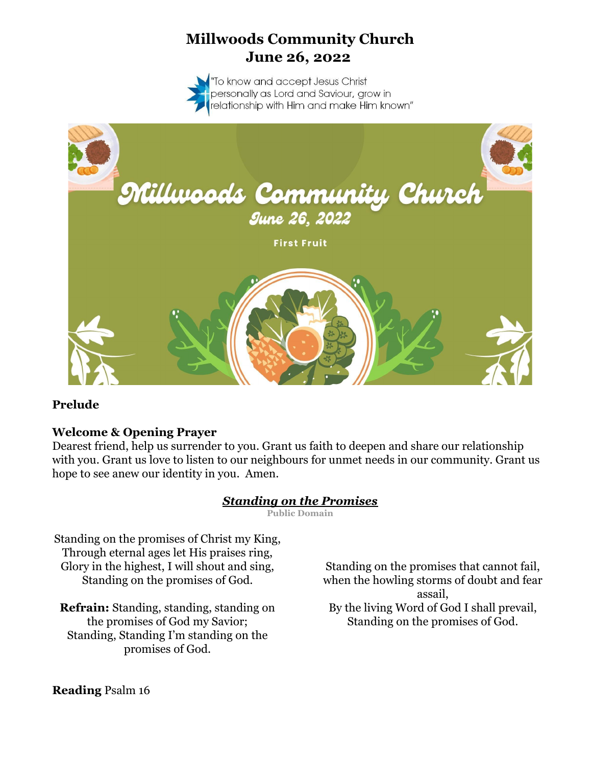# Millwoods Community Church
## June 26, 2022

"To know and accept Jesus Christ personally as Lord and Saviour, grow in relationship with Him and make Him known"

**Prelude**

**Welcome & Opening Prayer**
Dearest friend, help us surrender to you. Grant us faith to deepen and share our relationship with you. Grant us love to listen to our neighbours for unmet needs in our community. Grant us hope to see anew our identity in you. Amen.

***Standing on the Promises***
**Public Domain**

Standing on the promises of Christ my King,
Through eternal ages let His praises ring,
Glory in the highest, I will shout and sing,
Standing on the promises of God.

**Refrain:** Standing, standing, standing on the promises of God my Savior;
Standing, Standing I'm standing on the promises of God.

Standing on the promises that cannot fail,
when the howling storms of doubt and fear assail,
By the living Word of God I shall prevail,
Standing on the promises of God.

**Reading** Psalm 16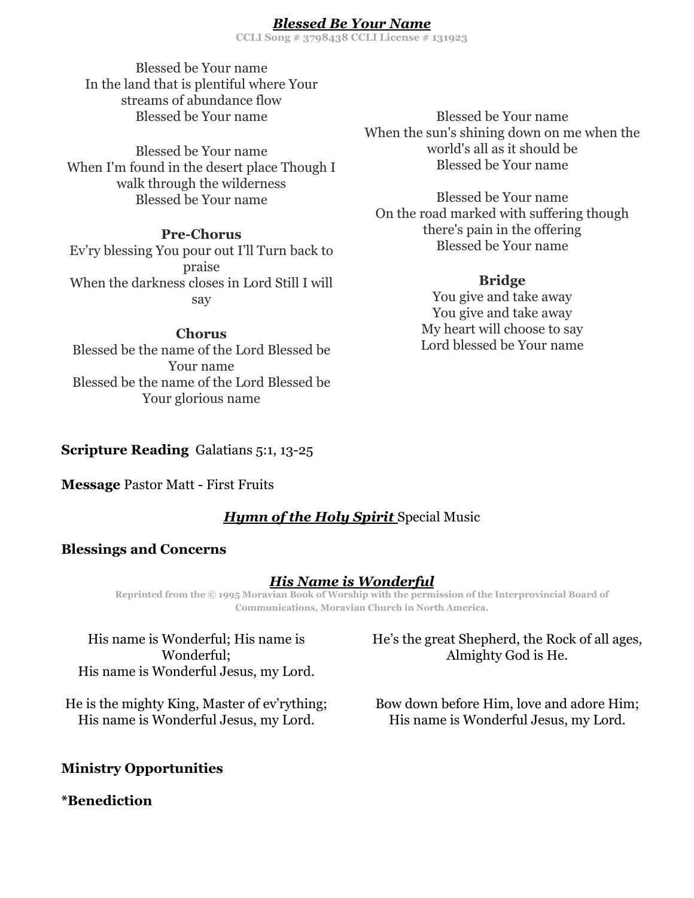## ***Blessed Be Your Name***

**CCLI Song # 3798438 CCLI License # 131923**

Blessed be Your name
In the land that is plentiful where Your streams of abundance flow
Blessed be Your name

Blessed be Your name
When I'm found in the desert place Though I walk through the wilderness
Blessed be Your name

**Pre-Chorus**
Ev'ry blessing You pour out I'll Turn back to praise
When the darkness closes in Lord Still I will say

**Chorus**
Blessed be the name of the Lord Blessed be Your name
Blessed be the name of the Lord Blessed be Your glorious name

Blessed be Your name
When the sun's shining down on me when the world's all as it should be
Blessed be Your name

Blessed be Your name
On the road marked with suffering though there's pain in the offering
Blessed be Your name

**Bridge**
You give and take away
You give and take away
My heart will choose to say
Lord blessed be Your name

**Scripture Reading** Galatians 5:1, 13-25

**Message** Pastor Matt - First Fruits

***Hymn of the Holy Spirit*** Special Music

**Blessings and Concerns**

## ***His Name is Wonderful***

**Reprinted from the © 1995 Moravian Book of Worship with the permission of the Interprovincial Board of Communications, Moravian Church in North America.**

His name is Wonderful; His name is Wonderful;
His name is Wonderful Jesus, my Lord.

He is the mighty King, Master of ev'rything;
His name is Wonderful Jesus, my Lord.

He's the great Shepherd, the Rock of all ages,
Almighty God is He.

Bow down before Him, love and adore Him;
His name is Wonderful Jesus, my Lord.

**Ministry Opportunities**

**\*Benediction**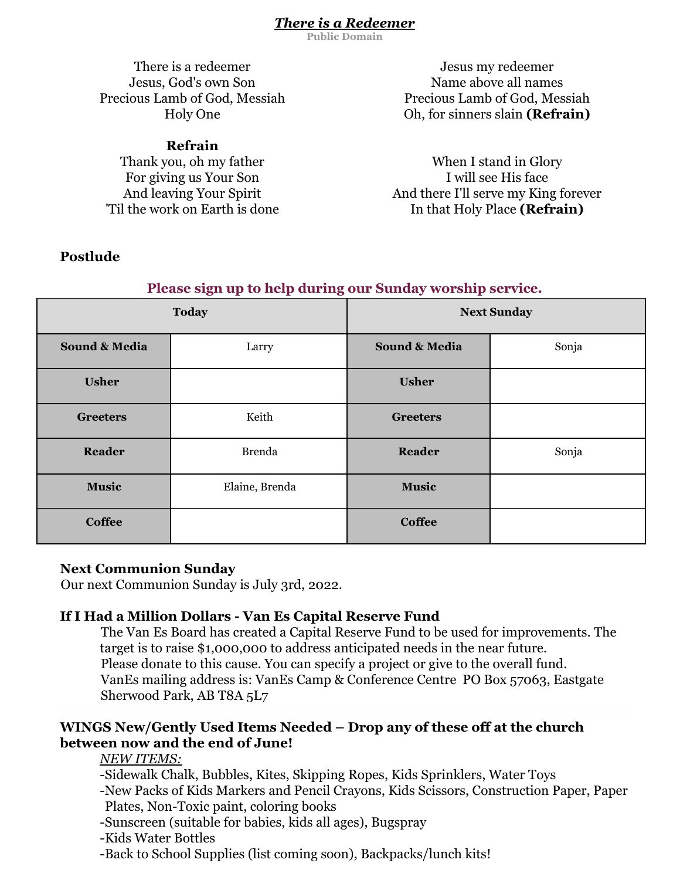***There is a Redeemer***

Public Domain

There is a redeemer
Jesus, God's own Son
Precious Lamb of God, Messiah
Holy One

**Refrain**
Thank you, oh my father
For giving us Your Son
And leaving Your Spirit
'Til the work on Earth is done

Jesus my redeemer
Name above all names
Precious Lamb of God, Messiah
Oh, for sinners slain **(Refrain)**

When I stand in Glory
I will see His face
And there I'll serve my King forever
In that Holy Place **(Refrain)**

**Postlude**

**Please sign up to help during our Sunday worship service.**

| Today | | Next Sunday | |
|---|---|---|---|
| **Sound & Media** | Larry | **Sound & Media** | Sonja |
| **Usher** | | **Usher** | |
| **Greeters** | Keith | **Greeters** | |
| **Reader** | Brenda | **Reader** | Sonja |
| **Music** | Elaine, Brenda | **Music** | |
| **Coffee** | | **Coffee** | |

**Next Communion Sunday**

Our next Communion Sunday is July 3rd, 2022.

**If I Had a Million Dollars - Van Es Capital Reserve Fund**

The Van Es Board has created a Capital Reserve Fund to be used for improvements. The target is to raise $1,000,000 to address anticipated needs in the near future.
Please donate to this cause. You can specify a project or give to the overall fund.
VanEs mailing address is: VanEs Camp & Conference Centre PO Box 57063, Eastgate Sherwood Park, AB T8A 5L7

**WINGS New/Gently Used Items Needed – Drop any of these off at the church between now and the end of June!**

*NEW ITEMS:*
- Sidewalk Chalk, Bubbles, Kites, Skipping Ropes, Kids Sprinklers, Water Toys
- New Packs of Kids Markers and Pencil Crayons, Kids Scissors, Construction Paper, Paper Plates, Non-Toxic paint, coloring books
- Sunscreen (suitable for babies, kids all ages), Bugspray
- Kids Water Bottles
- Back to School Supplies (list coming soon), Backpacks/lunch kits!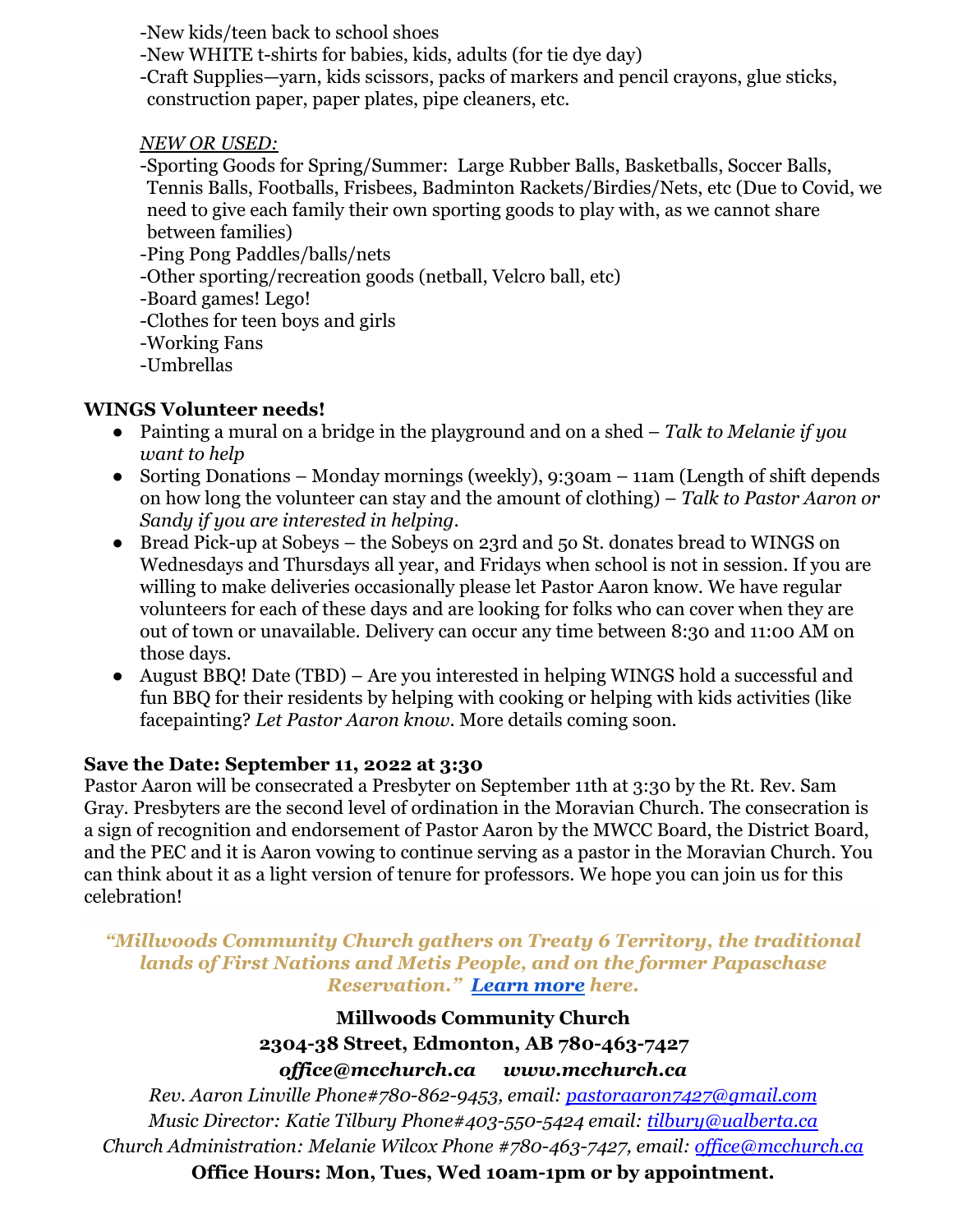-New kids/teen back to school shoes
-New WHITE t-shirts for babies, kids, adults (for tie dye day)
-Craft Supplies—yarn, kids scissors, packs of markers and pencil crayons, glue sticks, construction paper, paper plates, pipe cleaners, etc.

*NEW OR USED:*
-Sporting Goods for Spring/Summer: Large Rubber Balls, Basketballs, Soccer Balls, Tennis Balls, Footballs, Frisbees, Badminton Rackets/Birdies/Nets, etc (Due to Covid, we need to give each family their own sporting goods to play with, as we cannot share between families)
-Ping Pong Paddles/balls/nets
-Other sporting/recreation goods (netball, Velcro ball, etc)
-Board games! Lego!
-Clothes for teen boys and girls
-Working Fans
-Umbrellas

**WINGS Volunteer needs!**

- Painting a mural on a bridge in the playground and on a shed – *Talk to Melanie if you want to help*
- Sorting Donations – Monday mornings (weekly), 9:30am – 11am (Length of shift depends on how long the volunteer can stay and the amount of clothing) – *Talk to Pastor Aaron or Sandy if you are interested in helping*.
- Bread Pick-up at Sobeys – the Sobeys on 23rd and 50 St. donates bread to WINGS on Wednesdays and Thursdays all year, and Fridays when school is not in session. If you are willing to make deliveries occasionally please let Pastor Aaron know. We have regular volunteers for each of these days and are looking for folks who can cover when they are out of town or unavailable. Delivery can occur any time between 8:30 and 11:00 AM on those days.
- August BBQ! Date (TBD) – Are you interested in helping WINGS hold a successful and fun BBQ for their residents by helping with cooking or helping with kids activities (like facepainting? *Let Pastor Aaron know*. More details coming soon.

**Save the Date: September 11, 2022 at 3:30**
Pastor Aaron will be consecrated a Presbyter on September 11th at 3:30 by the Rt. Rev. Sam Gray. Presbyters are the second level of ordination in the Moravian Church. The consecration is a sign of recognition and endorsement of Pastor Aaron by the MWCC Board, the District Board, and the PEC and it is Aaron vowing to continue serving as a pastor in the Moravian Church. You can think about it as a light version of tenure for professors. We hope you can join us for this celebration!

***"Millwoods Community Church gathers on Treaty 6 Territory, the traditional lands of First Nations and Metis People, and on the former Papaschase Reservation." Learn more here.***

**Millwoods Community Church**
**2304-38 Street, Edmonton, AB 780-463-7427**
***office@mcchurch.ca www.mcchurch.ca***
*Rev. Aaron Linville Phone#780-862-9453, email: pastoraaron7427@gmail.com*
*Music Director: Katie Tilbury Phone#403-550-5424 email: tilbury@ualberta.ca*
*Church Administration: Melanie Wilcox Phone #780-463-7427, email: office@mcchurch.ca*
**Office Hours: Mon, Tues, Wed 10am-1pm or by appointment.**